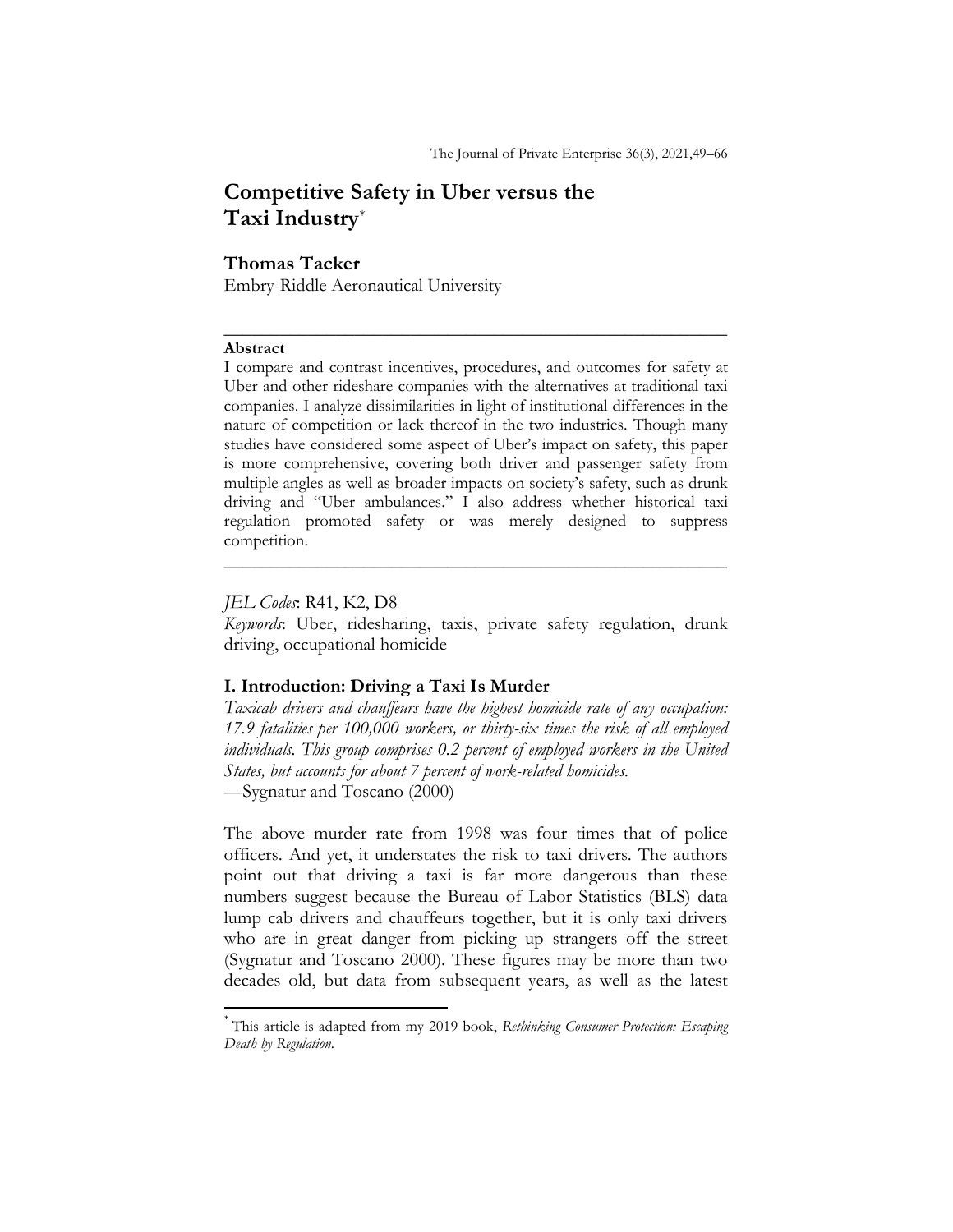# Competitive Safety in Uber versus the Taxi Industry[*]

**Thomas Tacker**
Embry-Riddle Aeronautical University

---

**Abstract**

I compare and contrast incentives, procedures, and outcomes for safety at Uber and other rideshare companies with the alternatives at traditional taxi companies. I analyze dissimilarities in light of institutional differences in the nature of competition or lack thereof in the two industries. Though many studies have considered some aspect of Uber's impact on safety, this paper is more comprehensive, covering both driver and passenger safety from multiple angles as well as broader impacts on society's safety, such as drunk driving and "Uber ambulances." I also address whether historical taxi regulation promoted safety or was merely designed to suppress competition.

---

*JEL Codes*: R41, K2, D8

*Keywords*: Uber, ridesharing, taxis, private safety regulation, drunk driving, occupational homicide

## I. Introduction: Driving a Taxi Is Murder

*Taxicab drivers and chauffeurs have the highest homicide rate of any occupation: 17.9 fatalities per 100,000 workers, or thirty-six times the risk of all employed individuals. This group comprises 0.2 percent of employed workers in the United States, but accounts for about 7 percent of work-related homicides.*
—Sygnatur and Toscano (2000)

The above murder rate from 1998 was four times that of police officers. And yet, it understates the risk to taxi drivers. The authors point out that driving a taxi is far more dangerous than these numbers suggest because the Bureau of Labor Statistics (BLS) data lump cab drivers and chauffeurs together, but it is only taxi drivers who are in great danger from picking up strangers off the street (Sygnatur and Toscano 2000). These figures may be more than two decades old, but data from subsequent years, as well as the latest

---

[*] This article is adapted from my 2019 book, *Rethinking Consumer Protection: Escaping Death by Regulation*.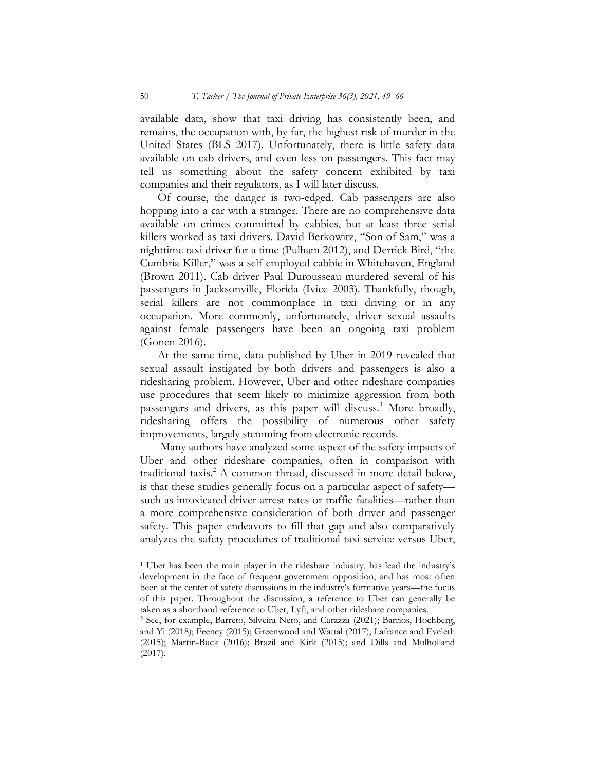available data, show that taxi driving has consistently been, and remains, the occupation with, by far, the highest risk of murder in the United States (BLS 2017). Unfortunately, there is little safety data available on cab drivers, and even less on passengers. This fact may tell us something about the safety concern exhibited by taxi companies and their regulators, as I will later discuss.

Of course, the danger is two-edged. Cab passengers are also hopping into a car with a stranger. There are no comprehensive data available on crimes committed by cabbies, but at least three serial killers worked as taxi drivers. David Berkowitz, "Son of Sam," was a nighttime taxi driver for a time (Pulham 2012), and Derrick Bird, "the Cumbria Killer," was a self-employed cabbie in Whitehaven, England (Brown 2011). Cab driver Paul Durousseau murdered several of his passengers in Jacksonville, Florida (Ivice 2003). Thankfully, though, serial killers are not commonplace in taxi driving or in any occupation. More commonly, unfortunately, driver sexual assaults against female passengers have been an ongoing taxi problem (Gonen 2016).

At the same time, data published by Uber in 2019 revealed that sexual assault instigated by both drivers and passengers is also a ridesharing problem. However, Uber and other rideshare companies use procedures that seem likely to minimize aggression from both passengers and drivers, as this paper will discuss.[1] More broadly, ridesharing offers the possibility of numerous other safety improvements, largely stemming from electronic records.

Many authors have analyzed some aspect of the safety impacts of Uber and other rideshare companies, often in comparison with traditional taxis.[2] A common thread, discussed in more detail below, is that these studies generally focus on a particular aspect of safety—such as intoxicated driver arrest rates or traffic fatalities—rather than a more comprehensive consideration of both driver and passenger safety. This paper endeavors to fill that gap and also comparatively analyzes the safety procedures of traditional taxi service versus Uber,

---

[1] Uber has been the main player in the rideshare industry, has lead the industry's development in the face of frequent government opposition, and has most often been at the center of safety discussions in the industry's formative years—the focus of this paper. Throughout the discussion, a reference to Uber can generally be taken as a shorthand reference to Uber, Lyft, and other rideshare companies.

[2] See, for example, Barreto, Silveira Neto, and Carazza (2021); Barrios, Hochberg, and Yi (2018); Feeney (2015); Greenwood and Wattal (2017); Lafrance and Eveleth (2015); Martin-Buck (2016); Brazil and Kirk (2015); and Dills and Mulholland (2017).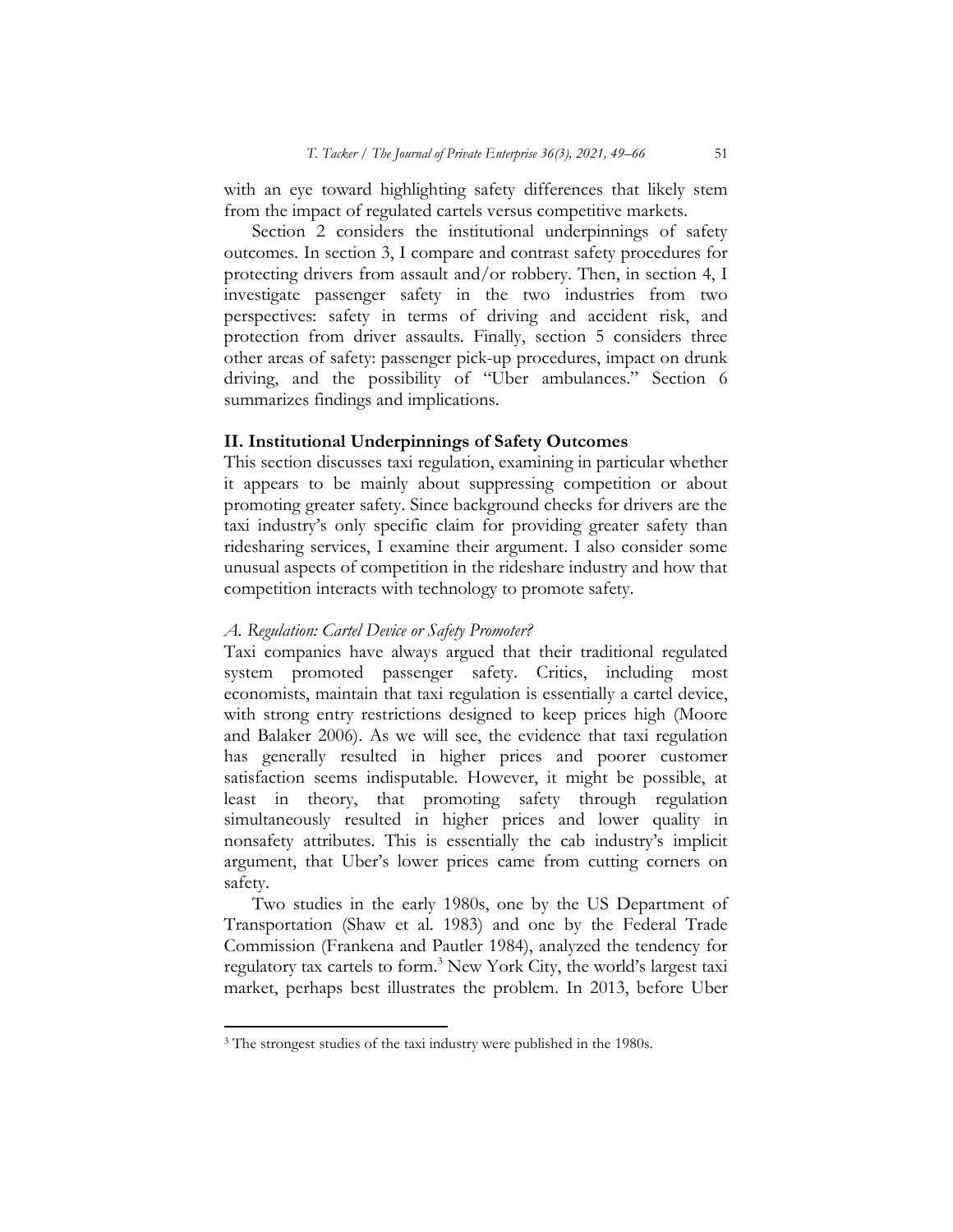with an eye toward highlighting safety differences that likely stem from the impact of regulated cartels versus competitive markets.

Section 2 considers the institutional underpinnings of safety outcomes. In section 3, I compare and contrast safety procedures for protecting drivers from assault and/or robbery. Then, in section 4, I investigate passenger safety in the two industries from two perspectives: safety in terms of driving and accident risk, and protection from driver assaults. Finally, section 5 considers three other areas of safety: passenger pick-up procedures, impact on drunk driving, and the possibility of "Uber ambulances." Section 6 summarizes findings and implications.

## II. Institutional Underpinnings of Safety Outcomes

This section discusses taxi regulation, examining in particular whether it appears to be mainly about suppressing competition or about promoting greater safety. Since background checks for drivers are the taxi industry's only specific claim for providing greater safety than ridesharing services, I examine their argument. I also consider some unusual aspects of competition in the rideshare industry and how that competition interacts with technology to promote safety.

### *A. Regulation: Cartel Device or Safety Promoter?*

Taxi companies have always argued that their traditional regulated system promoted passenger safety. Critics, including most economists, maintain that taxi regulation is essentially a cartel device, with strong entry restrictions designed to keep prices high (Moore and Balaker 2006). As we will see, the evidence that taxi regulation has generally resulted in higher prices and poorer customer satisfaction seems indisputable. However, it might be possible, at least in theory, that promoting safety through regulation simultaneously resulted in higher prices and lower quality in nonsafety attributes. This is essentially the cab industry's implicit argument, that Uber's lower prices came from cutting corners on safety.

Two studies in the early 1980s, one by the US Department of Transportation (Shaw et al. 1983) and one by the Federal Trade Commission (Frankena and Pautler 1984), analyzed the tendency for regulatory tax cartels to form.[3] New York City, the world's largest taxi market, perhaps best illustrates the problem. In 2013, before Uber

[3] The strongest studies of the taxi industry were published in the 1980s.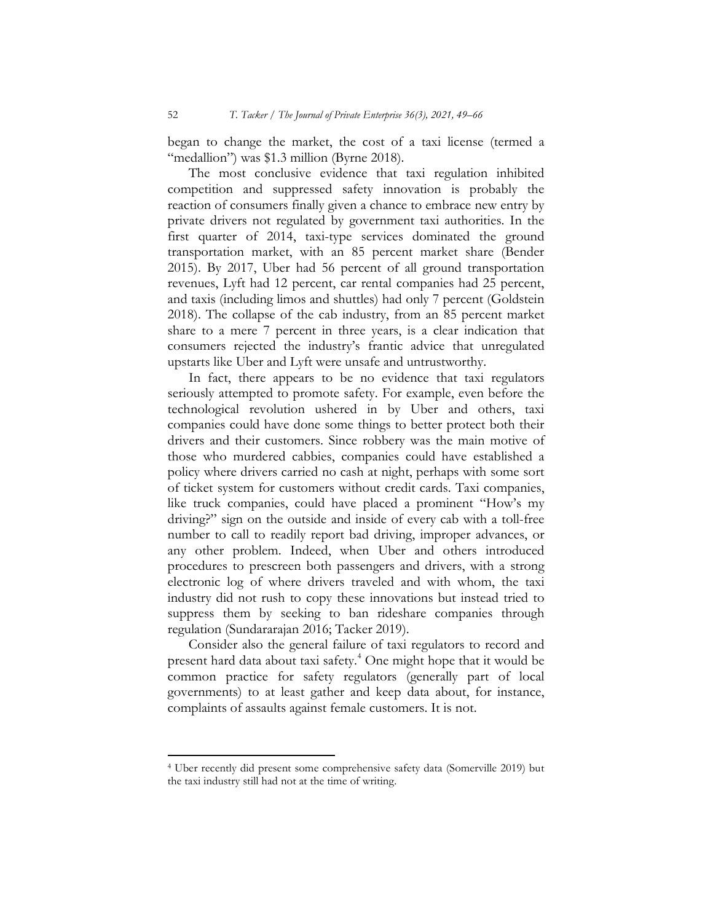began to change the market, the cost of a taxi license (termed a "medallion") was $1.3 million (Byrne 2018).

The most conclusive evidence that taxi regulation inhibited competition and suppressed safety innovation is probably the reaction of consumers finally given a chance to embrace new entry by private drivers not regulated by government taxi authorities. In the first quarter of 2014, taxi-type services dominated the ground transportation market, with an 85 percent market share (Bender 2015). By 2017, Uber had 56 percent of all ground transportation revenues, Lyft had 12 percent, car rental companies had 25 percent, and taxis (including limos and shuttles) had only 7 percent (Goldstein 2018). The collapse of the cab industry, from an 85 percent market share to a mere 7 percent in three years, is a clear indication that consumers rejected the industry's frantic advice that unregulated upstarts like Uber and Lyft were unsafe and untrustworthy.

In fact, there appears to be no evidence that taxi regulators seriously attempted to promote safety. For example, even before the technological revolution ushered in by Uber and others, taxi companies could have done some things to better protect both their drivers and their customers. Since robbery was the main motive of those who murdered cabbies, companies could have established a policy where drivers carried no cash at night, perhaps with some sort of ticket system for customers without credit cards. Taxi companies, like truck companies, could have placed a prominent "How's my driving?" sign on the outside and inside of every cab with a toll-free number to call to readily report bad driving, improper advances, or any other problem. Indeed, when Uber and others introduced procedures to prescreen both passengers and drivers, with a strong electronic log of where drivers traveled and with whom, the taxi industry did not rush to copy these innovations but instead tried to suppress them by seeking to ban rideshare companies through regulation (Sundararajan 2016; Tacker 2019).

Consider also the general failure of taxi regulators to record and present hard data about taxi safety.[4] One might hope that it would be common practice for safety regulators (generally part of local governments) to at least gather and keep data about, for instance, complaints of assaults against female customers. It is not.

---

[4] Uber recently did present some comprehensive safety data (Somerville 2019) but the taxi industry still had not at the time of writing.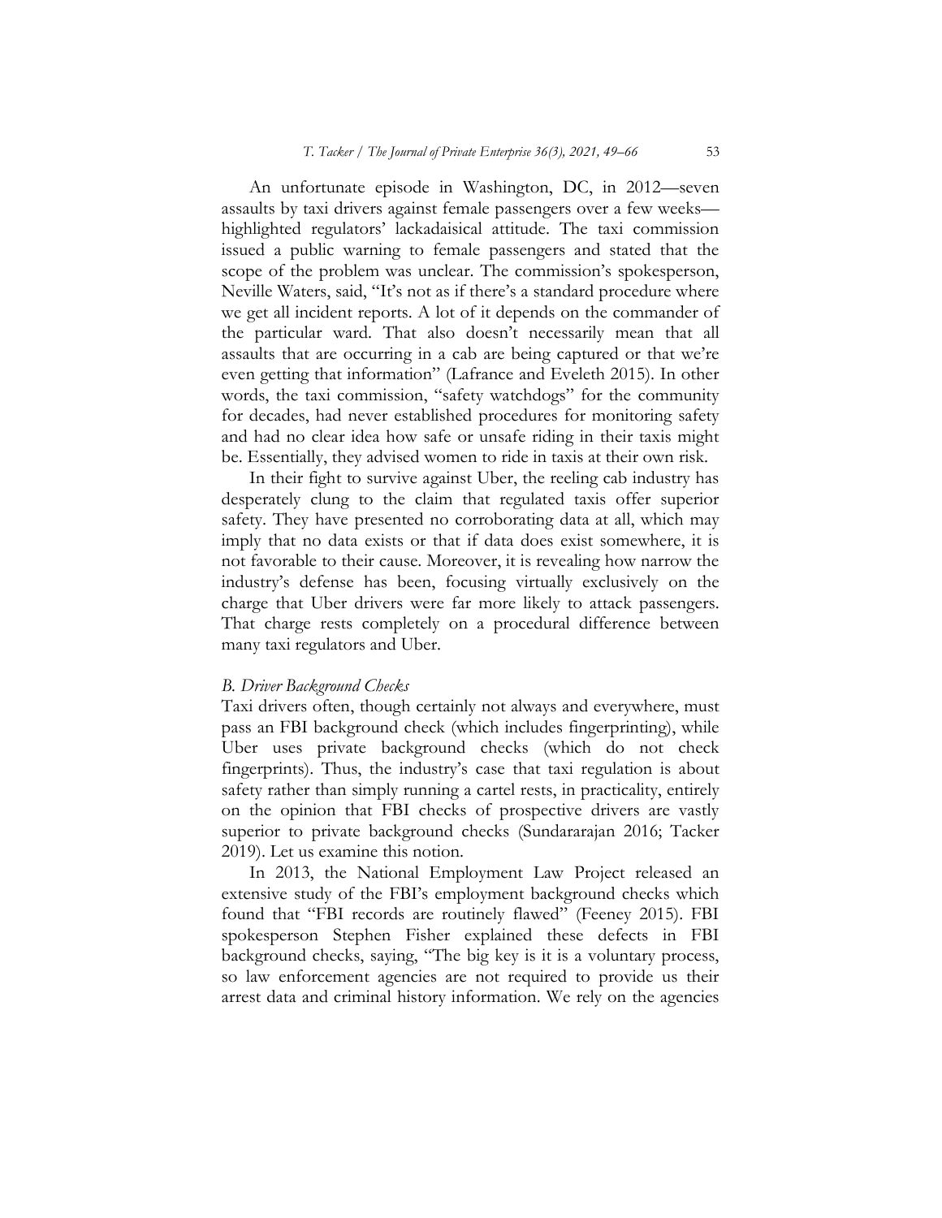An unfortunate episode in Washington, DC, in 2012—seven assaults by taxi drivers against female passengers over a few weeks—highlighted regulators' lackadaisical attitude. The taxi commission issued a public warning to female passengers and stated that the scope of the problem was unclear. The commission's spokesperson, Neville Waters, said, "It's not as if there's a standard procedure where we get all incident reports. A lot of it depends on the commander of the particular ward. That also doesn't necessarily mean that all assaults that are occurring in a cab are being captured or that we're even getting that information" (Lafrance and Eveleth 2015). In other words, the taxi commission, "safety watchdogs" for the community for decades, had never established procedures for monitoring safety and had no clear idea how safe or unsafe riding in their taxis might be. Essentially, they advised women to ride in taxis at their own risk.

In their fight to survive against Uber, the reeling cab industry has desperately clung to the claim that regulated taxis offer superior safety. They have presented no corroborating data at all, which may imply that no data exists or that if data does exist somewhere, it is not favorable to their cause. Moreover, it is revealing how narrow the industry's defense has been, focusing virtually exclusively on the charge that Uber drivers were far more likely to attack passengers. That charge rests completely on a procedural difference between many taxi regulators and Uber.

### *B. Driver Background Checks*

Taxi drivers often, though certainly not always and everywhere, must pass an FBI background check (which includes fingerprinting), while Uber uses private background checks (which do not check fingerprints). Thus, the industry's case that taxi regulation is about safety rather than simply running a cartel rests, in practicality, entirely on the opinion that FBI checks of prospective drivers are vastly superior to private background checks (Sundararajan 2016; Tacker 2019). Let us examine this notion.

In 2013, the National Employment Law Project released an extensive study of the FBI's employment background checks which found that "FBI records are routinely flawed" (Feeney 2015). FBI spokesperson Stephen Fisher explained these defects in FBI background checks, saying, "The big key is it is a voluntary process, so law enforcement agencies are not required to provide us their arrest data and criminal history information. We rely on the agencies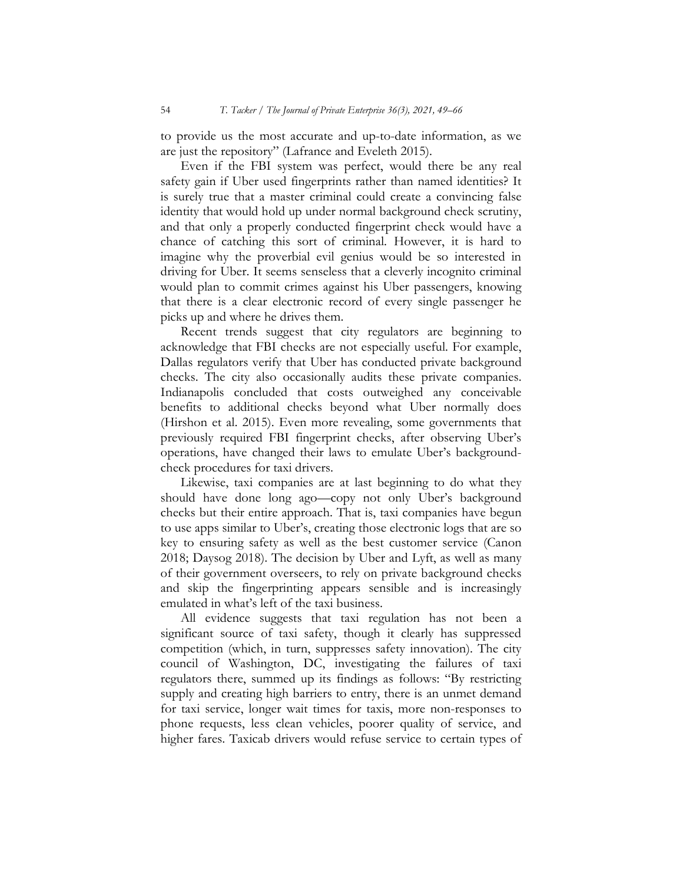to provide us the most accurate and up-to-date information, as we are just the repository" (Lafrance and Eveleth 2015).

Even if the FBI system was perfect, would there be any real safety gain if Uber used fingerprints rather than named identities? It is surely true that a master criminal could create a convincing false identity that would hold up under normal background check scrutiny, and that only a properly conducted fingerprint check would have a chance of catching this sort of criminal. However, it is hard to imagine why the proverbial evil genius would be so interested in driving for Uber. It seems senseless that a cleverly incognito criminal would plan to commit crimes against his Uber passengers, knowing that there is a clear electronic record of every single passenger he picks up and where he drives them.

Recent trends suggest that city regulators are beginning to acknowledge that FBI checks are not especially useful. For example, Dallas regulators verify that Uber has conducted private background checks. The city also occasionally audits these private companies. Indianapolis concluded that costs outweighed any conceivable benefits to additional checks beyond what Uber normally does (Hirshon et al. 2015). Even more revealing, some governments that previously required FBI fingerprint checks, after observing Uber's operations, have changed their laws to emulate Uber's background-check procedures for taxi drivers.

Likewise, taxi companies are at last beginning to do what they should have done long ago—copy not only Uber's background checks but their entire approach. That is, taxi companies have begun to use apps similar to Uber's, creating those electronic logs that are so key to ensuring safety as well as the best customer service (Canon 2018; Daysog 2018). The decision by Uber and Lyft, as well as many of their government overseers, to rely on private background checks and skip the fingerprinting appears sensible and is increasingly emulated in what's left of the taxi business.

All evidence suggests that taxi regulation has not been a significant source of taxi safety, though it clearly has suppressed competition (which, in turn, suppresses safety innovation). The city council of Washington, DC, investigating the failures of taxi regulators there, summed up its findings as follows: "By restricting supply and creating high barriers to entry, there is an unmet demand for taxi service, longer wait times for taxis, more non-responses to phone requests, less clean vehicles, poorer quality of service, and higher fares. Taxicab drivers would refuse service to certain types of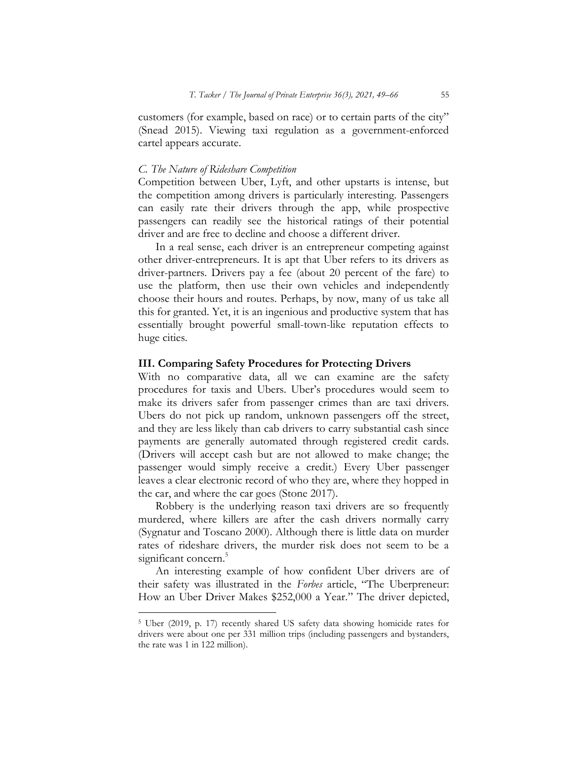customers (for example, based on race) or to certain parts of the city" (Snead 2015). Viewing taxi regulation as a government-enforced cartel appears accurate.

### *C. The Nature of Rideshare Competition*

Competition between Uber, Lyft, and other upstarts is intense, but the competition among drivers is particularly interesting. Passengers can easily rate their drivers through the app, while prospective passengers can readily see the historical ratings of their potential driver and are free to decline and choose a different driver.

In a real sense, each driver is an entrepreneur competing against other driver-entrepreneurs. It is apt that Uber refers to its drivers as driver-partners. Drivers pay a fee (about 20 percent of the fare) to use the platform, then use their own vehicles and independently choose their hours and routes. Perhaps, by now, many of us take all this for granted. Yet, it is an ingenious and productive system that has essentially brought powerful small-town-like reputation effects to huge cities.

## III. Comparing Safety Procedures for Protecting Drivers

With no comparative data, all we can examine are the safety procedures for taxis and Ubers. Uber's procedures would seem to make its drivers safer from passenger crimes than are taxi drivers. Ubers do not pick up random, unknown passengers off the street, and they are less likely than cab drivers to carry substantial cash since payments are generally automated through registered credit cards. (Drivers will accept cash but are not allowed to make change; the passenger would simply receive a credit.) Every Uber passenger leaves a clear electronic record of who they are, where they hopped in the car, and where the car goes (Stone 2017).

Robbery is the underlying reason taxi drivers are so frequently murdered, where killers are after the cash drivers normally carry (Sygnatur and Toscano 2000). Although there is little data on murder rates of rideshare drivers, the murder risk does not seem to be a significant concern.[5]

An interesting example of how confident Uber drivers are of their safety was illustrated in the *Forbes* article, "The Uberpreneur: How an Uber Driver Makes $252,000 a Year." The driver depicted,

---

[5] Uber (2019, p. 17) recently shared US safety data showing homicide rates for drivers were about one per 331 million trips (including passengers and bystanders, the rate was 1 in 122 million).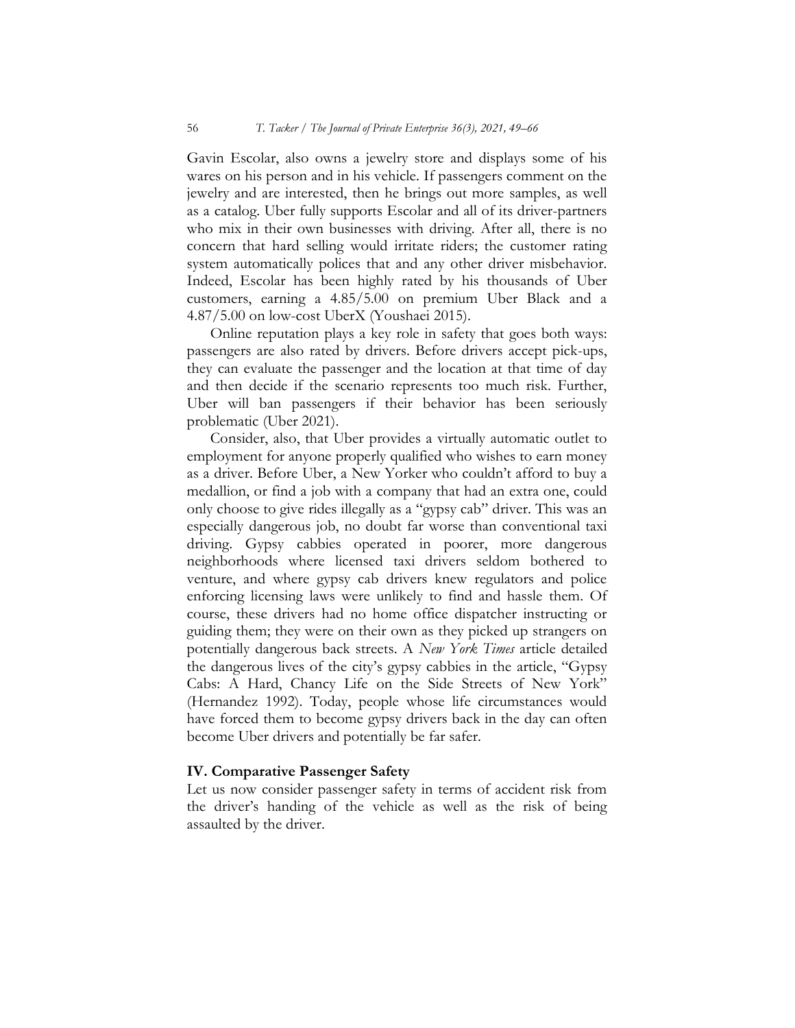Gavin Escolar, also owns a jewelry store and displays some of his wares on his person and in his vehicle. If passengers comment on the jewelry and are interested, then he brings out more samples, as well as a catalog. Uber fully supports Escolar and all of its driver-partners who mix in their own businesses with driving. After all, there is no concern that hard selling would irritate riders; the customer rating system automatically polices that and any other driver misbehavior. Indeed, Escolar has been highly rated by his thousands of Uber customers, earning a 4.85/5.00 on premium Uber Black and a 4.87/5.00 on low-cost UberX (Youshaei 2015).

Online reputation plays a key role in safety that goes both ways: passengers are also rated by drivers. Before drivers accept pick-ups, they can evaluate the passenger and the location at that time of day and then decide if the scenario represents too much risk. Further, Uber will ban passengers if their behavior has been seriously problematic (Uber 2021).

Consider, also, that Uber provides a virtually automatic outlet to employment for anyone properly qualified who wishes to earn money as a driver. Before Uber, a New Yorker who couldn't afford to buy a medallion, or find a job with a company that had an extra one, could only choose to give rides illegally as a "gypsy cab" driver. This was an especially dangerous job, no doubt far worse than conventional taxi driving. Gypsy cabbies operated in poorer, more dangerous neighborhoods where licensed taxi drivers seldom bothered to venture, and where gypsy cab drivers knew regulators and police enforcing licensing laws were unlikely to find and hassle them. Of course, these drivers had no home office dispatcher instructing or guiding them; they were on their own as they picked up strangers on potentially dangerous back streets. A *New York Times* article detailed the dangerous lives of the city's gypsy cabbies in the article, "Gypsy Cabs: A Hard, Chancy Life on the Side Streets of New York" (Hernandez 1992). Today, people whose life circumstances would have forced them to become gypsy drivers back in the day can often become Uber drivers and potentially be far safer.

## IV. Comparative Passenger Safety

Let us now consider passenger safety in terms of accident risk from the driver's handing of the vehicle as well as the risk of being assaulted by the driver.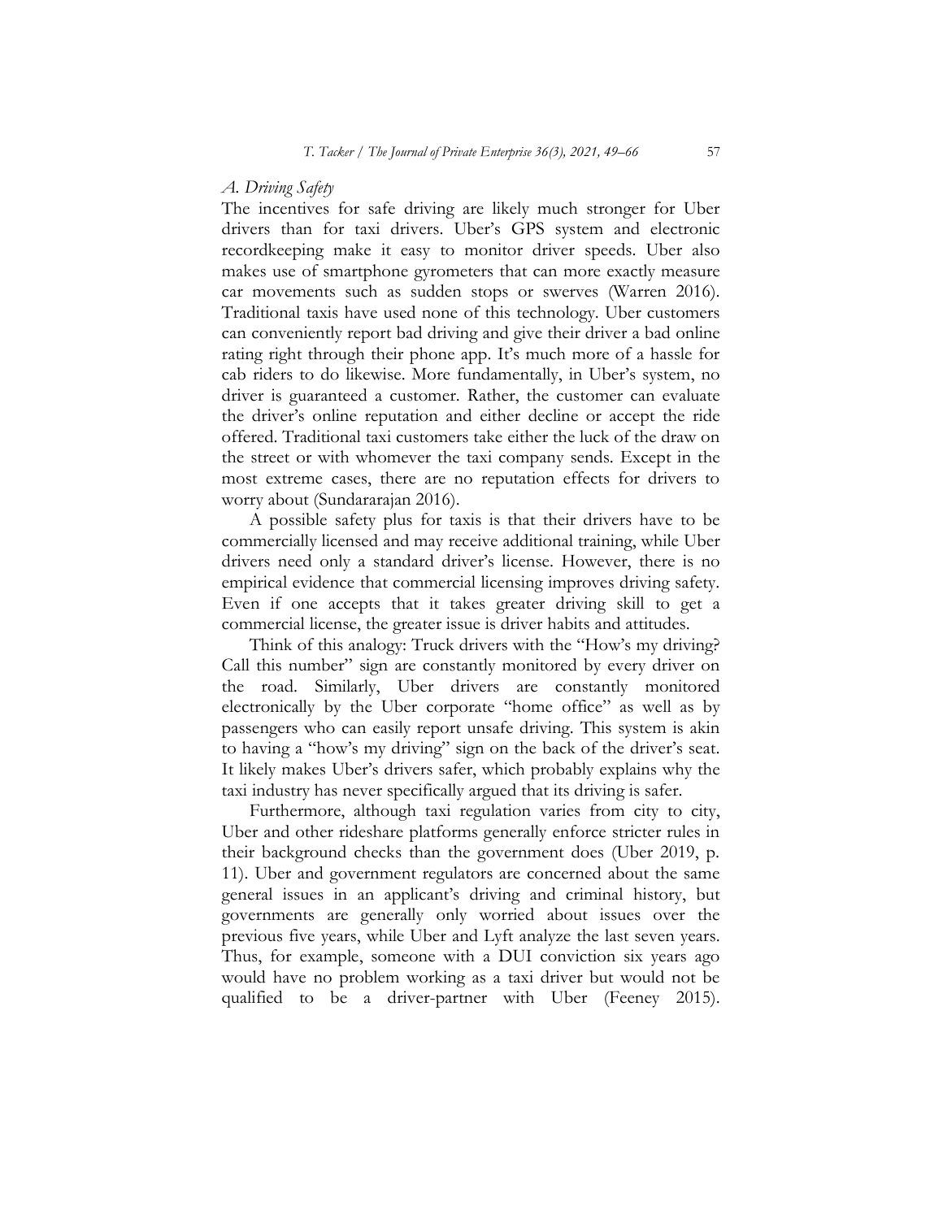*A. Driving Safety*

The incentives for safe driving are likely much stronger for Uber drivers than for taxi drivers. Uber's GPS system and electronic recordkeeping make it easy to monitor driver speeds. Uber also makes use of smartphone gyrometers that can more exactly measure car movements such as sudden stops or swerves (Warren 2016). Traditional taxis have used none of this technology. Uber customers can conveniently report bad driving and give their driver a bad online rating right through their phone app. It's much more of a hassle for cab riders to do likewise. More fundamentally, in Uber's system, no driver is guaranteed a customer. Rather, the customer can evaluate the driver's online reputation and either decline or accept the ride offered. Traditional taxi customers take either the luck of the draw on the street or with whomever the taxi company sends. Except in the most extreme cases, there are no reputation effects for drivers to worry about (Sundararajan 2016).

A possible safety plus for taxis is that their drivers have to be commercially licensed and may receive additional training, while Uber drivers need only a standard driver's license. However, there is no empirical evidence that commercial licensing improves driving safety. Even if one accepts that it takes greater driving skill to get a commercial license, the greater issue is driver habits and attitudes.

Think of this analogy: Truck drivers with the "How's my driving? Call this number" sign are constantly monitored by every driver on the road. Similarly, Uber drivers are constantly monitored electronically by the Uber corporate "home office" as well as by passengers who can easily report unsafe driving. This system is akin to having a "how's my driving" sign on the back of the driver's seat. It likely makes Uber's drivers safer, which probably explains why the taxi industry has never specifically argued that its driving is safer.

Furthermore, although taxi regulation varies from city to city, Uber and other rideshare platforms generally enforce stricter rules in their background checks than the government does (Uber 2019, p. 11). Uber and government regulators are concerned about the same general issues in an applicant's driving and criminal history, but governments are generally only worried about issues over the previous five years, while Uber and Lyft analyze the last seven years. Thus, for example, someone with a DUI conviction six years ago would have no problem working as a taxi driver but would not be qualified to be a driver-partner with Uber (Feeney 2015).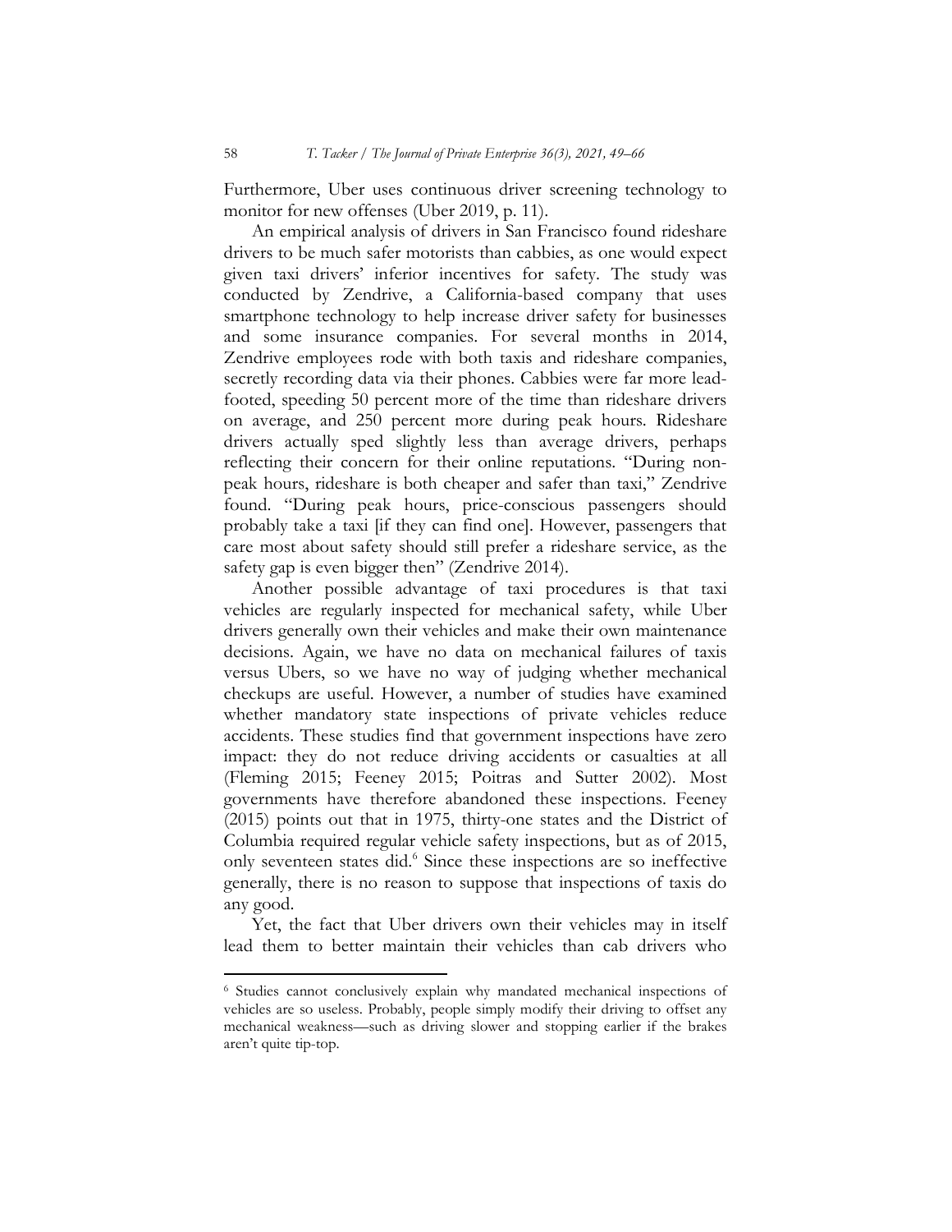Furthermore, Uber uses continuous driver screening technology to monitor for new offenses (Uber 2019, p. 11).

An empirical analysis of drivers in San Francisco found rideshare drivers to be much safer motorists than cabbies, as one would expect given taxi drivers' inferior incentives for safety. The study was conducted by Zendrive, a California-based company that uses smartphone technology to help increase driver safety for businesses and some insurance companies. For several months in 2014, Zendrive employees rode with both taxis and rideshare companies, secretly recording data via their phones. Cabbies were far more lead-footed, speeding 50 percent more of the time than rideshare drivers on average, and 250 percent more during peak hours. Rideshare drivers actually sped slightly less than average drivers, perhaps reflecting their concern for their online reputations. "During non-peak hours, rideshare is both cheaper and safer than taxi," Zendrive found. "During peak hours, price-conscious passengers should probably take a taxi [if they can find one]. However, passengers that care most about safety should still prefer a rideshare service, as the safety gap is even bigger then" (Zendrive 2014).

Another possible advantage of taxi procedures is that taxi vehicles are regularly inspected for mechanical safety, while Uber drivers generally own their vehicles and make their own maintenance decisions. Again, we have no data on mechanical failures of taxis versus Ubers, so we have no way of judging whether mechanical checkups are useful. However, a number of studies have examined whether mandatory state inspections of private vehicles reduce accidents. These studies find that government inspections have zero impact: they do not reduce driving accidents or casualties at all (Fleming 2015; Feeney 2015; Poitras and Sutter 2002). Most governments have therefore abandoned these inspections. Feeney (2015) points out that in 1975, thirty-one states and the District of Columbia required regular vehicle safety inspections, but as of 2015, only seventeen states did.[6] Since these inspections are so ineffective generally, there is no reason to suppose that inspections of taxis do any good.

Yet, the fact that Uber drivers own their vehicles may in itself lead them to better maintain their vehicles than cab drivers who

[6] Studies cannot conclusively explain why mandated mechanical inspections of vehicles are so useless. Probably, people simply modify their driving to offset any mechanical weakness—such as driving slower and stopping earlier if the brakes aren't quite tip-top.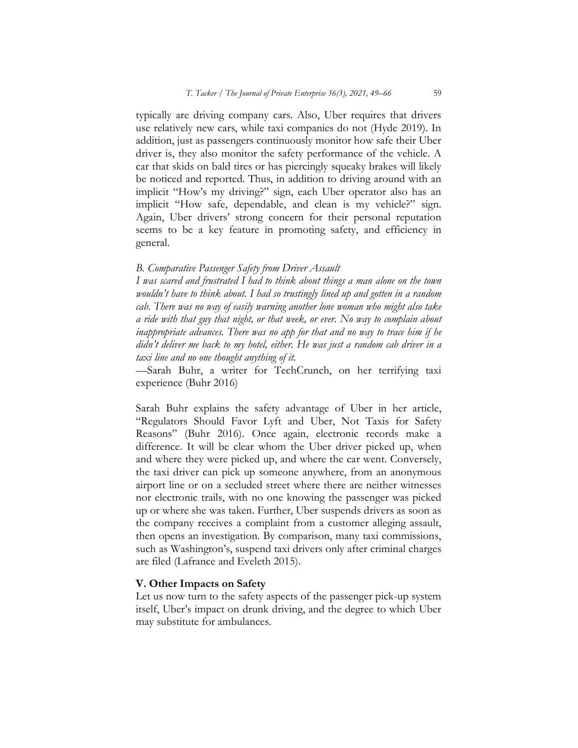typically are driving company cars. Also, Uber requires that drivers use relatively new cars, while taxi companies do not (Hyde 2019). In addition, just as passengers continuously monitor how safe their Uber driver is, they also monitor the safety performance of the vehicle. A car that skids on bald tires or has piercingly squeaky brakes will likely be noticed and reported. Thus, in addition to driving around with an implicit "How's my driving?" sign, each Uber operator also has an implicit "How safe, dependable, and clean is my vehicle?" sign. Again, Uber drivers' strong concern for their personal reputation seems to be a key feature in promoting safety, and efficiency in general.

### *B. Comparative Passenger Safety from Driver Assault*

*I was scared and frustrated I had to think about things a man alone on the town wouldn't have to think about. I had so trustingly lined up and gotten in a random cab. There was no way of easily warning another lone woman who might also take a ride with that guy that night, or that week, or ever. No way to complain about inappropriate advances. There was no app for that and no way to trace him if he didn't deliver me back to my hotel, either. He was just a random cab driver in a taxi line and no one thought anything of it.*

—Sarah Buhr, a writer for TechCrunch, on her terrifying taxi experience (Buhr 2016)

Sarah Buhr explains the safety advantage of Uber in her article, "Regulators Should Favor Lyft and Uber, Not Taxis for Safety Reasons" (Buhr 2016). Once again, electronic records make a difference. It will be clear whom the Uber driver picked up, when and where they were picked up, and where the car went. Conversely, the taxi driver can pick up someone anywhere, from an anonymous airport line or on a secluded street where there are neither witnesses nor electronic trails, with no one knowing the passenger was picked up or where she was taken. Further, Uber suspends drivers as soon as the company receives a complaint from a customer alleging assault, then opens an investigation. By comparison, many taxi commissions, such as Washington's, suspend taxi drivers only after criminal charges are filed (Lafrance and Eveleth 2015).

## **V. Other Impacts on Safety**

Let us now turn to the safety aspects of the passenger pick-up system itself, Uber's impact on drunk driving, and the degree to which Uber may substitute for ambulances.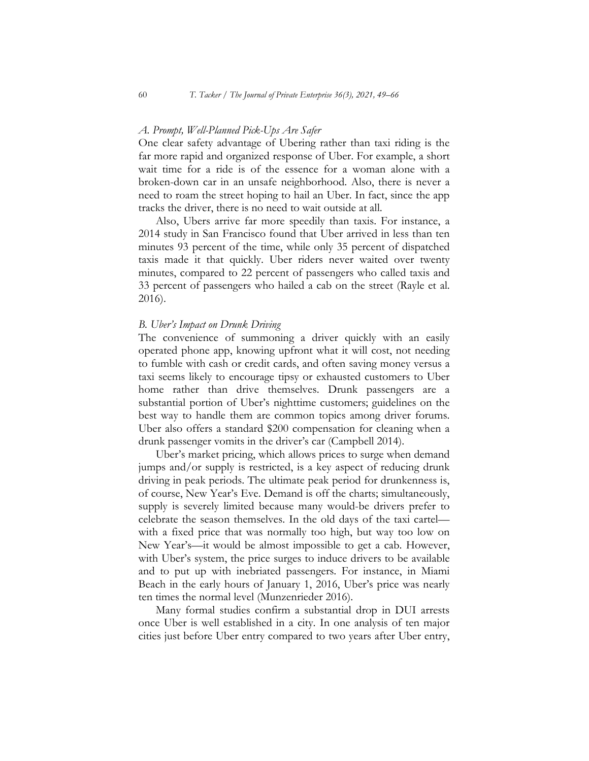### *A. Prompt, Well-Planned Pick-Ups Are Safer*

One clear safety advantage of Ubering rather than taxi riding is the far more rapid and organized response of Uber. For example, a short wait time for a ride is of the essence for a woman alone with a broken-down car in an unsafe neighborhood. Also, there is never a need to roam the street hoping to hail an Uber. In fact, since the app tracks the driver, there is no need to wait outside at all.

Also, Ubers arrive far more speedily than taxis. For instance, a 2014 study in San Francisco found that Uber arrived in less than ten minutes 93 percent of the time, while only 35 percent of dispatched taxis made it that quickly. Uber riders never waited over twenty minutes, compared to 22 percent of passengers who called taxis and 33 percent of passengers who hailed a cab on the street (Rayle et al. 2016).

### *B. Uber's Impact on Drunk Driving*

The convenience of summoning a driver quickly with an easily operated phone app, knowing upfront what it will cost, not needing to fumble with cash or credit cards, and often saving money versus a taxi seems likely to encourage tipsy or exhausted customers to Uber home rather than drive themselves. Drunk passengers are a substantial portion of Uber's nighttime customers; guidelines on the best way to handle them are common topics among driver forums. Uber also offers a standard $200 compensation for cleaning when a drunk passenger vomits in the driver's car (Campbell 2014).

Uber's market pricing, which allows prices to surge when demand jumps and/or supply is restricted, is a key aspect of reducing drunk driving in peak periods. The ultimate peak period for drunkenness is, of course, New Year's Eve. Demand is off the charts; simultaneously, supply is severely limited because many would-be drivers prefer to celebrate the season themselves. In the old days of the taxi cartel—with a fixed price that was normally too high, but way too low on New Year's—it would be almost impossible to get a cab. However, with Uber's system, the price surges to induce drivers to be available and to put up with inebriated passengers. For instance, in Miami Beach in the early hours of January 1, 2016, Uber's price was nearly ten times the normal level (Munzenrieder 2016).

Many formal studies confirm a substantial drop in DUI arrests once Uber is well established in a city. In one analysis of ten major cities just before Uber entry compared to two years after Uber entry,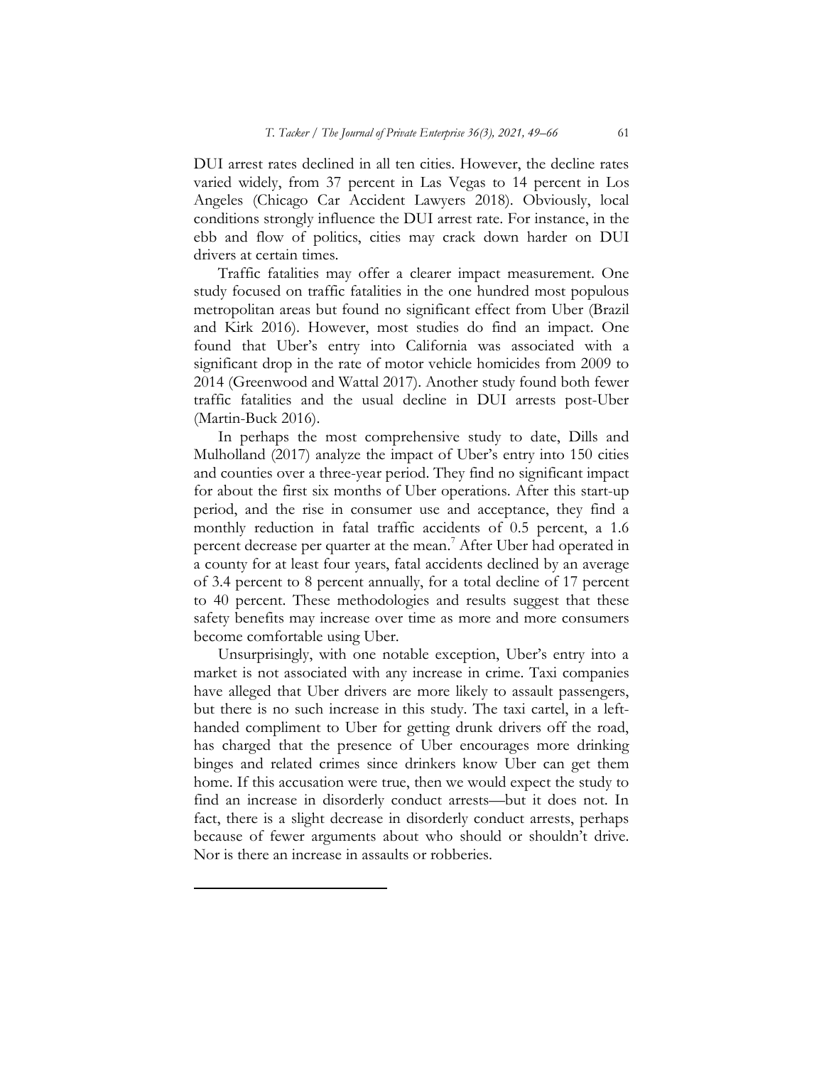DUI arrest rates declined in all ten cities. However, the decline rates varied widely, from 37 percent in Las Vegas to 14 percent in Los Angeles (Chicago Car Accident Lawyers 2018). Obviously, local conditions strongly influence the DUI arrest rate. For instance, in the ebb and flow of politics, cities may crack down harder on DUI drivers at certain times.

Traffic fatalities may offer a clearer impact measurement. One study focused on traffic fatalities in the one hundred most populous metropolitan areas but found no significant effect from Uber (Brazil and Kirk 2016). However, most studies do find an impact. One found that Uber's entry into California was associated with a significant drop in the rate of motor vehicle homicides from 2009 to 2014 (Greenwood and Wattal 2017). Another study found both fewer traffic fatalities and the usual decline in DUI arrests post-Uber (Martin-Buck 2016).

In perhaps the most comprehensive study to date, Dills and Mulholland (2017) analyze the impact of Uber's entry into 150 cities and counties over a three-year period. They find no significant impact for about the first six months of Uber operations. After this start-up period, and the rise in consumer use and acceptance, they find a monthly reduction in fatal traffic accidents of 0.5 percent, a 1.6 percent decrease per quarter at the mean.[7] After Uber had operated in a county for at least four years, fatal accidents declined by an average of 3.4 percent to 8 percent annually, for a total decline of 17 percent to 40 percent. These methodologies and results suggest that these safety benefits may increase over time as more and more consumers become comfortable using Uber.

Unsurprisingly, with one notable exception, Uber's entry into a market is not associated with any increase in crime. Taxi companies have alleged that Uber drivers are more likely to assault passengers, but there is no such increase in this study. The taxi cartel, in a left-handed compliment to Uber for getting drunk drivers off the road, has charged that the presence of Uber encourages more drinking binges and related crimes since drinkers know Uber can get them home. If this accusation were true, then we would expect the study to find an increase in disorderly conduct arrests—but it does not. In fact, there is a slight decrease in disorderly conduct arrests, perhaps because of fewer arguments about who should or shouldn't drive. Nor is there an increase in assaults or robberies.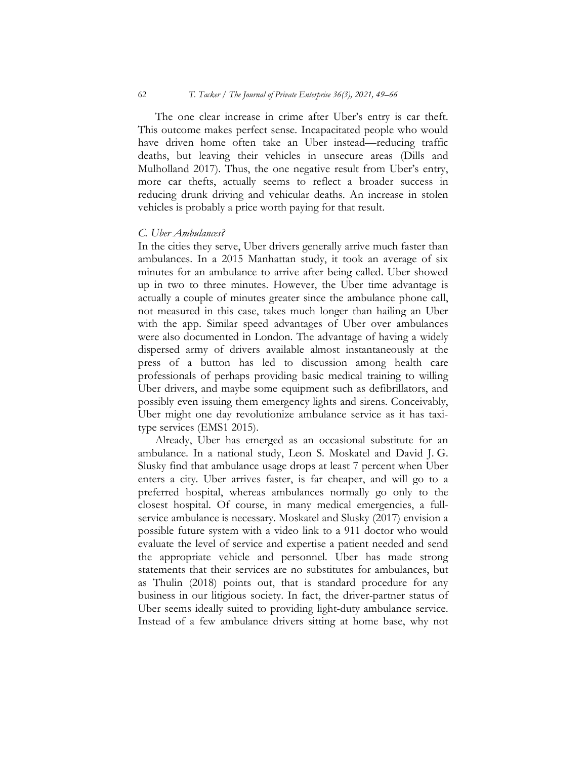The one clear increase in crime after Uber's entry is car theft. This outcome makes perfect sense. Incapacitated people who would have driven home often take an Uber instead—reducing traffic deaths, but leaving their vehicles in unsecure areas (Dills and Mulholland 2017). Thus, the one negative result from Uber's entry, more car thefts, actually seems to reflect a broader success in reducing drunk driving and vehicular deaths. An increase in stolen vehicles is probably a price worth paying for that result.

### *C. Uber Ambulances?*

In the cities they serve, Uber drivers generally arrive much faster than ambulances. In a 2015 Manhattan study, it took an average of six minutes for an ambulance to arrive after being called. Uber showed up in two to three minutes. However, the Uber time advantage is actually a couple of minutes greater since the ambulance phone call, not measured in this case, takes much longer than hailing an Uber with the app. Similar speed advantages of Uber over ambulances were also documented in London. The advantage of having a widely dispersed army of drivers available almost instantaneously at the press of a button has led to discussion among health care professionals of perhaps providing basic medical training to willing Uber drivers, and maybe some equipment such as defibrillators, and possibly even issuing them emergency lights and sirens. Conceivably, Uber might one day revolutionize ambulance service as it has taxi-type services (EMS1 2015).

Already, Uber has emerged as an occasional substitute for an ambulance. In a national study, Leon S. Moskatel and David J. G. Slusky find that ambulance usage drops at least 7 percent when Uber enters a city. Uber arrives faster, is far cheaper, and will go to a preferred hospital, whereas ambulances normally go only to the closest hospital. Of course, in many medical emergencies, a full-service ambulance is necessary. Moskatel and Slusky (2017) envision a possible future system with a video link to a 911 doctor who would evaluate the level of service and expertise a patient needed and send the appropriate vehicle and personnel. Uber has made strong statements that their services are no substitutes for ambulances, but as Thulin (2018) points out, that is standard procedure for any business in our litigious society. In fact, the driver-partner status of Uber seems ideally suited to providing light-duty ambulance service. Instead of a few ambulance drivers sitting at home base, why not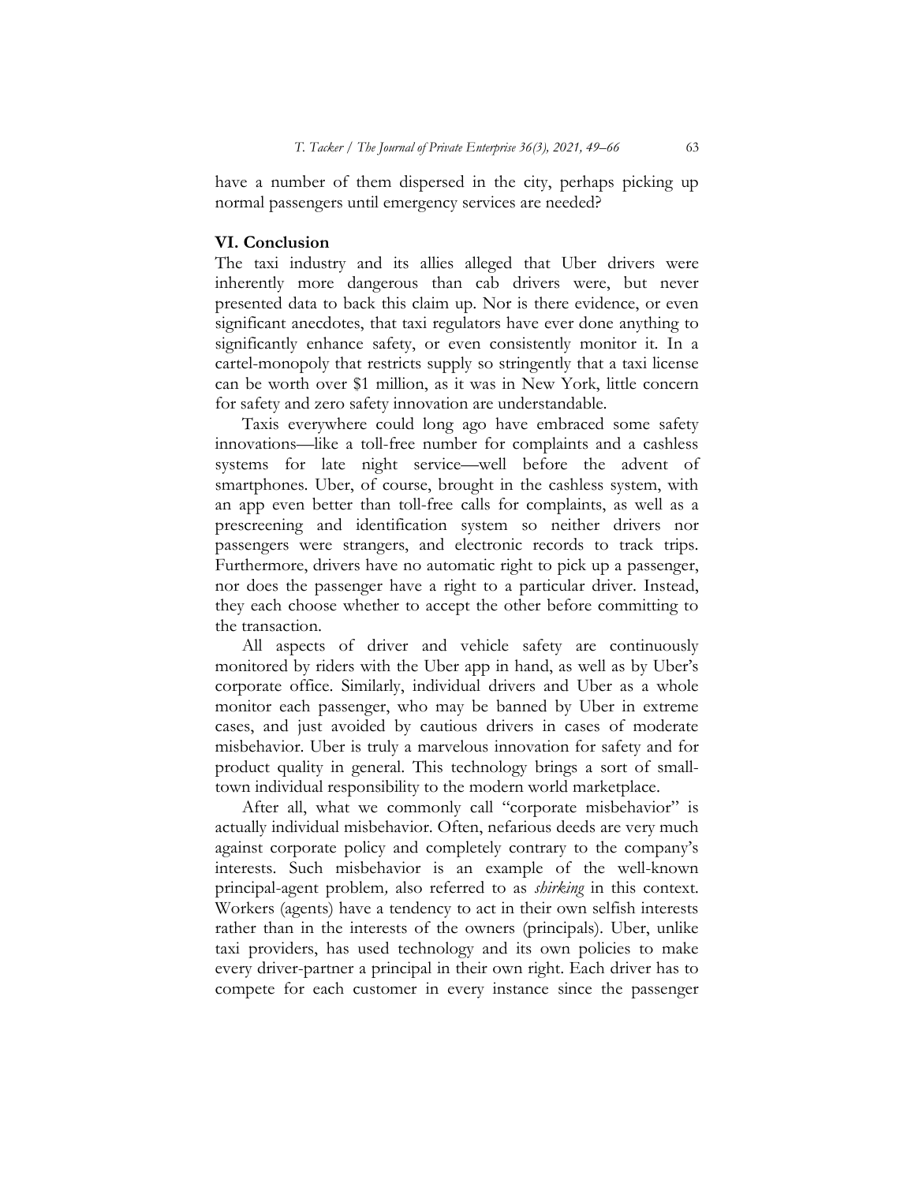have a number of them dispersed in the city, perhaps picking up normal passengers until emergency services are needed?

## VI. Conclusion

The taxi industry and its allies alleged that Uber drivers were inherently more dangerous than cab drivers were, but never presented data to back this claim up. Nor is there evidence, or even significant anecdotes, that taxi regulators have ever done anything to significantly enhance safety, or even consistently monitor it. In a cartel-monopoly that restricts supply so stringently that a taxi license can be worth over $1 million, as it was in New York, little concern for safety and zero safety innovation are understandable.

Taxis everywhere could long ago have embraced some safety innovations—like a toll-free number for complaints and a cashless systems for late night service—well before the advent of smartphones. Uber, of course, brought in the cashless system, with an app even better than toll-free calls for complaints, as well as a prescreening and identification system so neither drivers nor passengers were strangers, and electronic records to track trips. Furthermore, drivers have no automatic right to pick up a passenger, nor does the passenger have a right to a particular driver. Instead, they each choose whether to accept the other before committing to the transaction.

All aspects of driver and vehicle safety are continuously monitored by riders with the Uber app in hand, as well as by Uber's corporate office. Similarly, individual drivers and Uber as a whole monitor each passenger, who may be banned by Uber in extreme cases, and just avoided by cautious drivers in cases of moderate misbehavior. Uber is truly a marvelous innovation for safety and for product quality in general. This technology brings a sort of small-town individual responsibility to the modern world marketplace.

After all, what we commonly call "corporate misbehavior" is actually individual misbehavior. Often, nefarious deeds are very much against corporate policy and completely contrary to the company's interests. Such misbehavior is an example of the well-known principal-agent problem, also referred to as *shirking* in this context. Workers (agents) have a tendency to act in their own selfish interests rather than in the interests of the owners (principals). Uber, unlike taxi providers, has used technology and its own policies to make every driver-partner a principal in their own right. Each driver has to compete for each customer in every instance since the passenger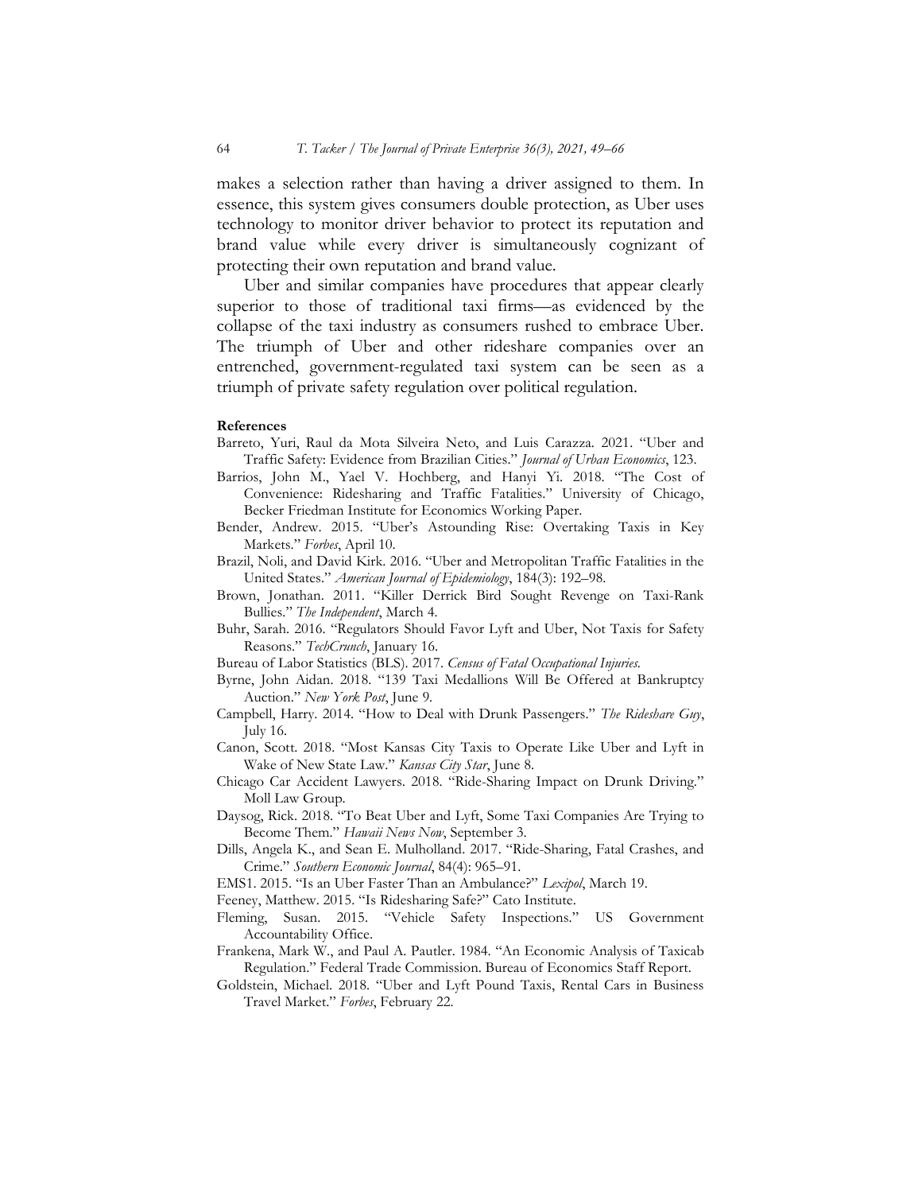makes a selection rather than having a driver assigned to them. In essence, this system gives consumers double protection, as Uber uses technology to monitor driver behavior to protect its reputation and brand value while every driver is simultaneously cognizant of protecting their own reputation and brand value.

Uber and similar companies have procedures that appear clearly superior to those of traditional taxi firms—as evidenced by the collapse of the taxi industry as consumers rushed to embrace Uber. The triumph of Uber and other rideshare companies over an entrenched, government-regulated taxi system can be seen as a triumph of private safety regulation over political regulation.

**References**

Barreto, Yuri, Raul da Mota Silveira Neto, and Luis Carazza. 2021. "Uber and Traffic Safety: Evidence from Brazilian Cities." *Journal of Urban Economics*, 123.

Barrios, John M., Yael V. Hochberg, and Hanyi Yi. 2018. "The Cost of Convenience: Ridesharing and Traffic Fatalities." University of Chicago, Becker Friedman Institute for Economics Working Paper.

Bender, Andrew. 2015. "Uber's Astounding Rise: Overtaking Taxis in Key Markets." *Forbes*, April 10.

Brazil, Noli, and David Kirk. 2016. "Uber and Metropolitan Traffic Fatalities in the United States." *American Journal of Epidemiology*, 184(3): 192–98.

Brown, Jonathan. 2011. "Killer Derrick Bird Sought Revenge on Taxi-Rank Bullies." *The Independent*, March 4.

Buhr, Sarah. 2016. "Regulators Should Favor Lyft and Uber, Not Taxis for Safety Reasons." *TechCrunch*, January 16.

Bureau of Labor Statistics (BLS). 2017. *Census of Fatal Occupational Injuries.*

Byrne, John Aidan. 2018. "139 Taxi Medallions Will Be Offered at Bankruptcy Auction." *New York Post*, June 9.

Campbell, Harry. 2014. "How to Deal with Drunk Passengers." *The Rideshare Guy*, July 16.

Canon, Scott. 2018. "Most Kansas City Taxis to Operate Like Uber and Lyft in Wake of New State Law." *Kansas City Star*, June 8.

Chicago Car Accident Lawyers. 2018. "Ride-Sharing Impact on Drunk Driving." Moll Law Group.

Daysog, Rick. 2018. "To Beat Uber and Lyft, Some Taxi Companies Are Trying to Become Them." *Hawaii News Now*, September 3.

Dills, Angela K., and Sean E. Mulholland. 2017. "Ride-Sharing, Fatal Crashes, and Crime." *Southern Economic Journal*, 84(4): 965–91.

EMS1. 2015. "Is an Uber Faster Than an Ambulance?" *Lexipol*, March 19.

Feeney, Matthew. 2015. "Is Ridesharing Safe?" Cato Institute.

Fleming, Susan. 2015. "Vehicle Safety Inspections." US Government Accountability Office.

Frankena, Mark W., and Paul A. Pautler. 1984. "An Economic Analysis of Taxicab Regulation." Federal Trade Commission. Bureau of Economics Staff Report.

Goldstein, Michael. 2018. "Uber and Lyft Pound Taxis, Rental Cars in Business Travel Market." *Forbes*, February 22.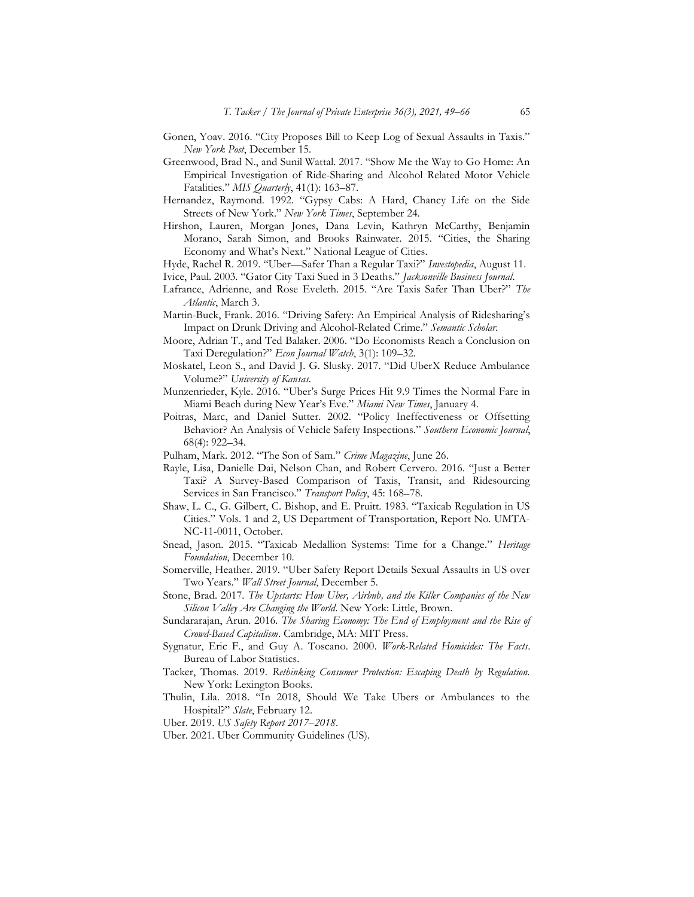Gonen, Yoav. 2016. "City Proposes Bill to Keep Log of Sexual Assaults in Taxis." *New York Post*, December 15.

Greenwood, Brad N., and Sunil Wattal. 2017. "Show Me the Way to Go Home: An Empirical Investigation of Ride-Sharing and Alcohol Related Motor Vehicle Fatalities." *MIS Quarterly*, 41(1): 163–87.

Hernandez, Raymond. 1992. "Gypsy Cabs: A Hard, Chancy Life on the Side Streets of New York." *New York Times*, September 24.

Hirshon, Lauren, Morgan Jones, Dana Levin, Kathryn McCarthy, Benjamin Morano, Sarah Simon, and Brooks Rainwater. 2015. "Cities, the Sharing Economy and What's Next." National League of Cities.

Hyde, Rachel R. 2019. "Uber—Safer Than a Regular Taxi?" *Investopedia*, August 11.

Ivice, Paul. 2003. "Gator City Taxi Sued in 3 Deaths." *Jacksonville Business Journal*.

Lafrance, Adrienne, and Rose Eveleth. 2015. "Are Taxis Safer Than Uber?" *The Atlantic*, March 3.

Martin-Buck, Frank. 2016. "Driving Safety: An Empirical Analysis of Ridesharing's Impact on Drunk Driving and Alcohol-Related Crime." *Semantic Scholar*.

Moore, Adrian T., and Ted Balaker. 2006. "Do Economists Reach a Conclusion on Taxi Deregulation?" *Econ Journal Watch*, 3(1): 109–32.

Moskatel, Leon S., and David J. G. Slusky. 2017. "Did UberX Reduce Ambulance Volume?" *University of Kansas*.

Munzenrieder, Kyle. 2016. "Uber's Surge Prices Hit 9.9 Times the Normal Fare in Miami Beach during New Year's Eve." *Miami New Times*, January 4.

Poitras, Marc, and Daniel Sutter. 2002. "Policy Ineffectiveness or Offsetting Behavior? An Analysis of Vehicle Safety Inspections." *Southern Economic Journal*, 68(4): 922–34.

Pulham, Mark. 2012. "The Son of Sam." *Crime Magazine*, June 26.

Rayle, Lisa, Danielle Dai, Nelson Chan, and Robert Cervero. 2016. "Just a Better Taxi? A Survey-Based Comparison of Taxis, Transit, and Ridesourcing Services in San Francisco." *Transport Policy*, 45: 168–78.

Shaw, L. C., G. Gilbert, C. Bishop, and E. Pruitt. 1983. "Taxicab Regulation in US Cities." Vols. 1 and 2, US Department of Transportation, Report No. UMTA-NC-11-0011, October.

Snead, Jason. 2015. "Taxicab Medallion Systems: Time for a Change." *Heritage Foundation*, December 10.

Somerville, Heather. 2019. "Uber Safety Report Details Sexual Assaults in US over Two Years." *Wall Street Journal*, December 5.

Stone, Brad. 2017. *The Upstarts: How Uber, Airbnb, and the Killer Companies of the New Silicon Valley Are Changing the World*. New York: Little, Brown.

Sundararajan, Arun. 2016. *The Sharing Economy: The End of Employment and the Rise of Crowd-Based Capitalism*. Cambridge, MA: MIT Press.

Sygnatur, Eric F., and Guy A. Toscano. 2000. *Work-Related Homicides: The Facts*. Bureau of Labor Statistics.

Tacker, Thomas. 2019. *Rethinking Consumer Protection: Escaping Death by Regulation*. New York: Lexington Books.

Thulin, Lila. 2018. "In 2018, Should We Take Ubers or Ambulances to the Hospital?" *Slate*, February 12.

Uber. 2019. *US Safety Report 2017–2018*.

Uber. 2021. Uber Community Guidelines (US).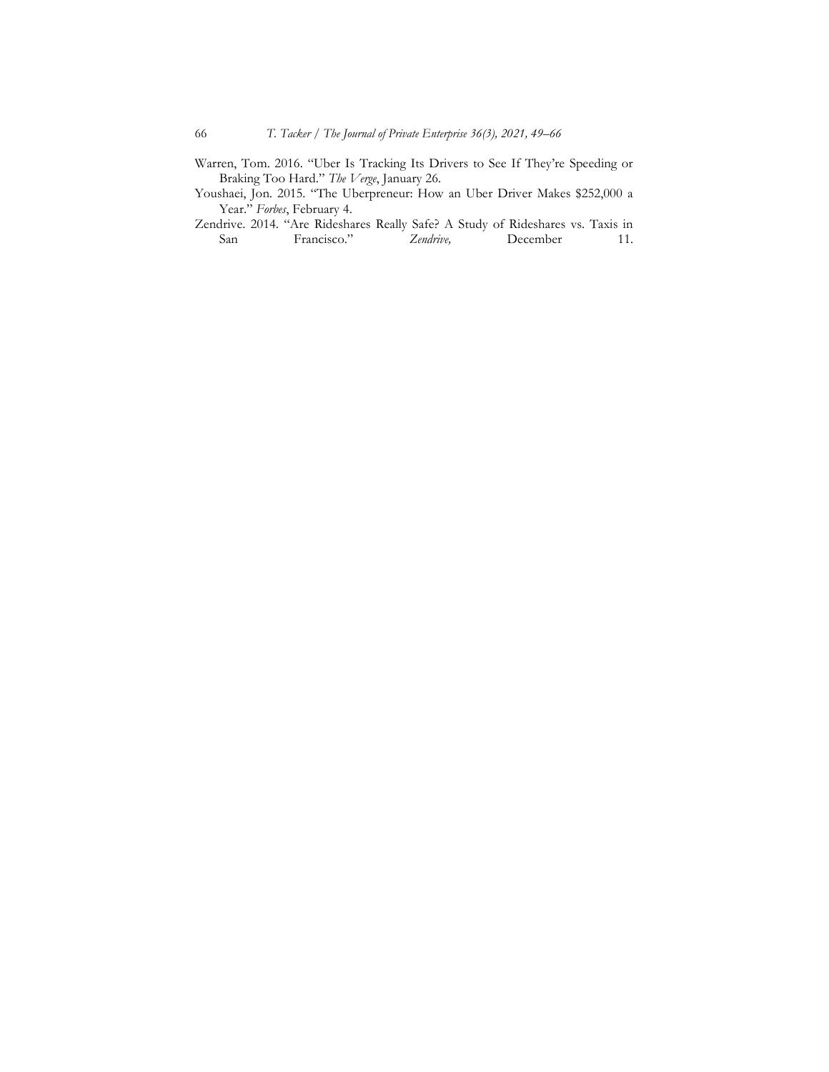Warren, Tom. 2016. "Uber Is Tracking Its Drivers to See If They're Speeding or Braking Too Hard." *The Verge*, January 26.

Youshaei, Jon. 2015. "The Uberpreneur: How an Uber Driver Makes $252,000 a Year." *Forbes*, February 4.

Zendrive. 2014. "Are Rideshares Really Safe? A Study of Rideshares vs. Taxis in San Francisco." *Zendrive,* December 11.